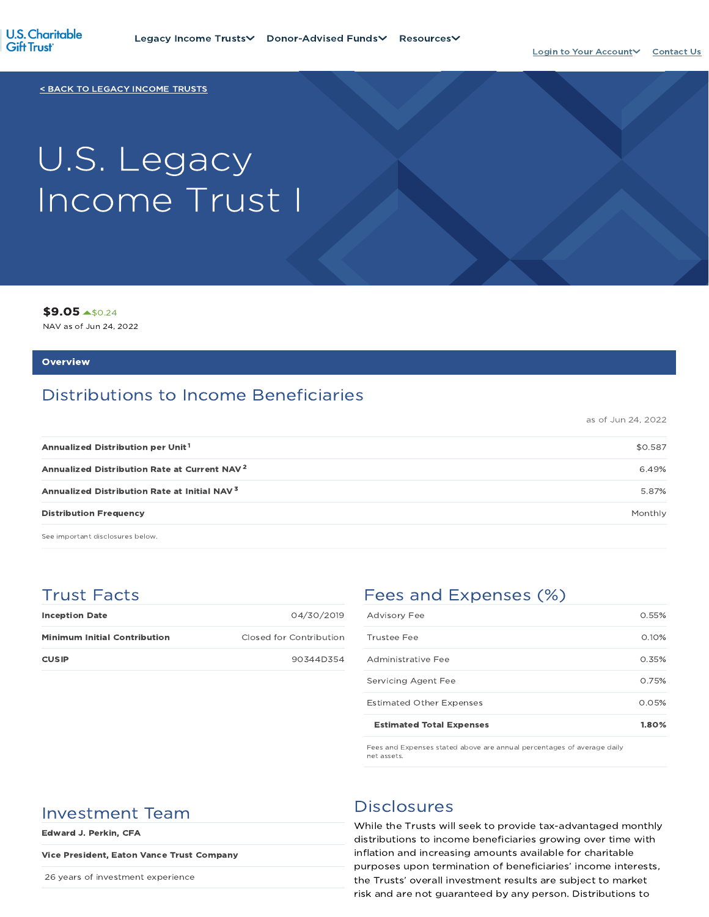U.S. Charitable Gift Trust

Legacy Income Trusts | Donor-Advised Funds | Resources | Login to Your Account | Contact Us

< BACK TO LEGACY INCOME TRUSTS

# U.S. Legacy Income Trust I

**$9.05** ▲$0.24

NAV as of Jun 24, 2022

## Overview

### Distributions to Income Beneficiaries

as of Jun 24, 2022

| | |
|---|---|
| **Annualized Distribution per Unit** [1] | $0.587 |
| **Annualized Distribution Rate at Current NAV** [2] | 6.49% |
| **Annualized Distribution Rate at Initial NAV** [3] | 5.87% |
| **Distribution Frequency** | Monthly |

See important disclosures below.

### Trust Facts

| | |
|---|---|
| **Inception Date** | 04/30/2019 |
| **Minimum Initial Contribution** | Closed for Contribution |
| **CUSIP** | 90344D354 |

### Fees and Expenses (%)

| | |
|---|---|
| Advisory Fee | 0.55% |
| Trustee Fee | 0.10% |
| Administrative Fee | 0.35% |
| Servicing Agent Fee | 0.75% |
| Estimated Other Expenses | 0.05% |
| **Estimated Total Expenses** | **1.80%** |

Fees and Expenses stated above are annual percentages of average daily net assets.

### Investment Team

**Edward J. Perkin, CFA**

**Vice President, Eaton Vance Trust Company**

26 years of investment experience

### Disclosures

While the Trusts will seek to provide tax-advantaged monthly distributions to income beneficiaries growing over time with inflation and increasing amounts available for charitable purposes upon termination of beneficiaries' income interests, the Trusts' overall investment results are subject to market risk and are not guaranteed by any person. Distributions to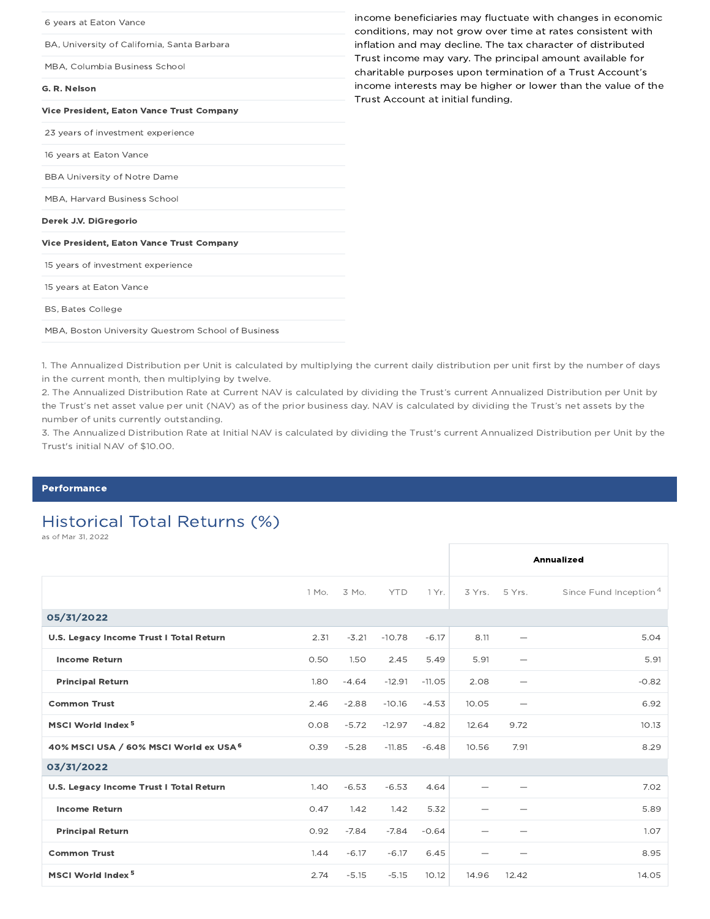| |
|---|
| 6 years at Eaton Vance |
| BA, University of California, Santa Barbara |
| MBA, Columbia Business School |
| **G. R. Nelson** |
| **Vice President, Eaton Vance Trust Company** |
| 23 years of investment experience |
| 16 years at Eaton Vance |
| BBA University of Notre Dame |
| MBA, Harvard Business School |
| **Derek J.V. DiGregorio** |
| **Vice President, Eaton Vance Trust Company** |
| 15 years of investment experience |
| 15 years at Eaton Vance |
| BS, Bates College |
| MBA, Boston University Questrom School of Business |

income beneficiaries may fluctuate with changes in economic conditions, may not grow over time at rates consistent with inflation and may decline. The tax character of distributed Trust income may vary. The principal amount available for charitable purposes upon termination of a Trust Account's income interests may be higher or lower than the value of the Trust Account at initial funding.

1. The Annualized Distribution per Unit is calculated by multiplying the current daily distribution per unit first by the number of days in the current month, then multiplying by twelve.
2. The Annualized Distribution Rate at Current NAV is calculated by dividing the Trust's current Annualized Distribution per Unit by the Trust's net asset value per unit (NAV) as of the prior business day. NAV is calculated by dividing the Trust's net assets by the number of units currently outstanding.
3. The Annualized Distribution Rate at Initial NAV is calculated by dividing the Trust's current Annualized Distribution per Unit by the Trust's initial NAV of $10.00.

## Performance

### Historical Total Returns (%)

as of Mar 31, 2022

| | | | | | Annualized | | |
|---|---|---|---|---|---|---|---|
| | 1 Mo. | 3 Mo. | YTD | 1 Yr. | 3 Yrs. | 5 Yrs. | Since Fund Inception[4] |
| **05/31/2022** | | | | | | | |
| **U.S. Legacy Income Trust I Total Return** | 2.31 | -3.21 | -10.78 | -6.17 | 8.11 | — | 5.04 |
| **Income Return** | 0.50 | 1.50 | 2.45 | 5.49 | 5.91 | — | 5.91 |
| **Principal Return** | 1.80 | -4.64 | -12.91 | -11.05 | 2.08 | — | -0.82 |
| **Common Trust** | 2.46 | -2.88 | -10.16 | -4.53 | 10.05 | — | 6.92 |
| **MSCI World Index[5]** | 0.08 | -5.72 | -12.97 | -4.82 | 12.64 | 9.72 | 10.13 |
| **40% MSCI USA / 60% MSCI World ex USA[6]** | 0.39 | -5.28 | -11.85 | -6.48 | 10.56 | 7.91 | 8.29 |
| **03/31/2022** | | | | | | | |
| **U.S. Legacy Income Trust I Total Return** | 1.40 | -6.53 | -6.53 | 4.64 | — | — | 7.02 |
| **Income Return** | 0.47 | 1.42 | 1.42 | 5.32 | — | — | 5.89 |
| **Principal Return** | 0.92 | -7.84 | -7.84 | -0.64 | — | — | 1.07 |
| **Common Trust** | 1.44 | -6.17 | -6.17 | 6.45 | — | — | 8.95 |
| **MSCI World Index[5]** | 2.74 | -5.15 | -5.15 | 10.12 | 14.96 | 12.42 | 14.05 |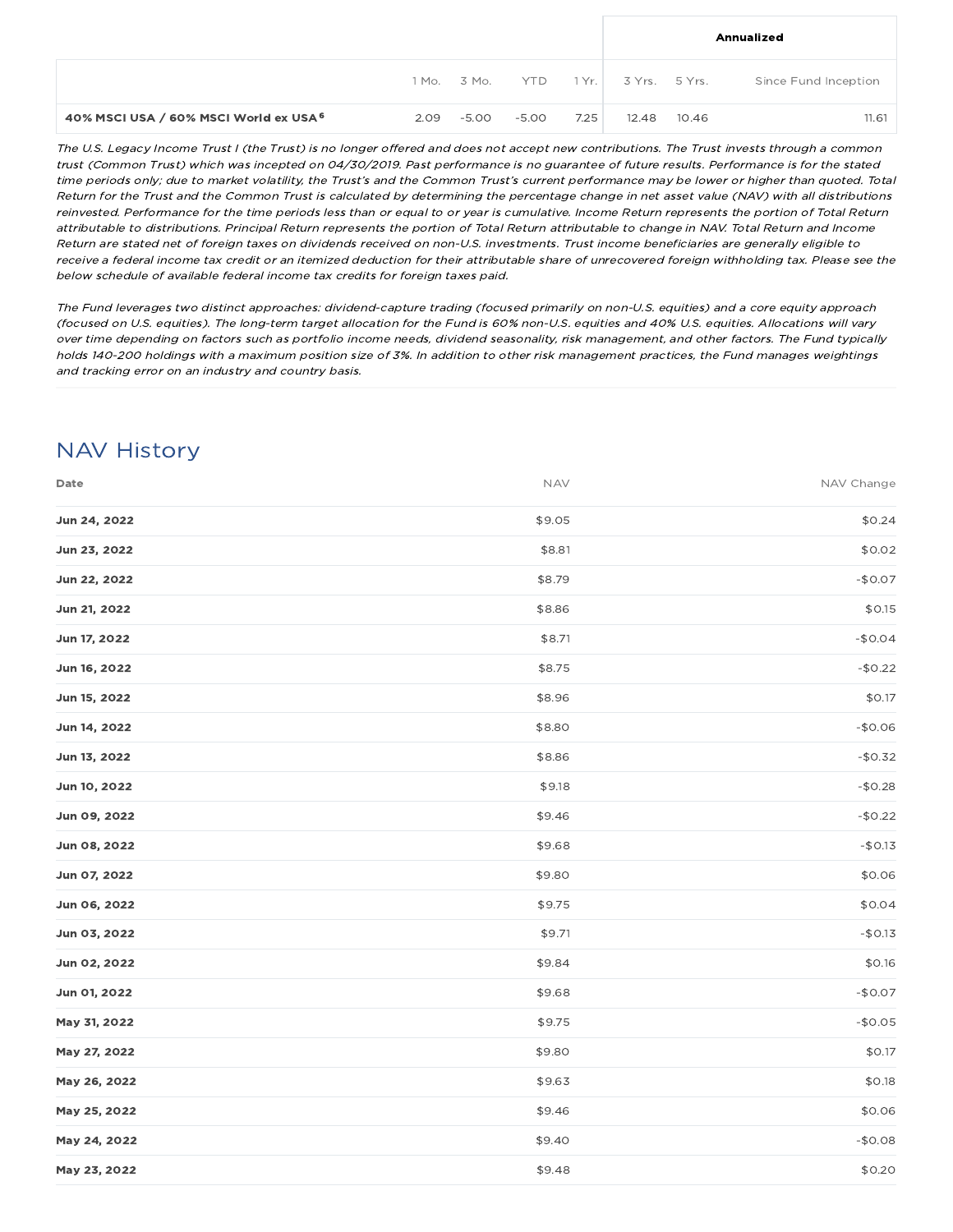| | 1 Mo. | 3 Mo. | YTD | 1 Yr. | Annualized | | |
|---|---|---|---|---|---|---|---|
| | | | | | 3 Yrs. | 5 Yrs. | Since Fund Inception |
| **40% MSCI USA / 60% MSCI World ex USA [6]** | 2.09 | -5.00 | -5.00 | 7.25 | 12.48 | 10.46 | 11.61 |

*The U.S. Legacy Income Trust I (the Trust) is no longer offered and does not accept new contributions. The Trust invests through a common trust (Common Trust) which was incepted on 04/30/2019. Past performance is no guarantee of future results. Performance is for the stated time periods only; due to market volatility, the Trust's and the Common Trust's current performance may be lower or higher than quoted. Total Return for the Trust and the Common Trust is calculated by determining the percentage change in net asset value (NAV) with all distributions reinvested. Performance for the time periods less than or equal to or year is cumulative. Income Return represents the portion of Total Return attributable to distributions. Principal Return represents the portion of Total Return attributable to change in NAV. Total Return and Income Return are stated net of foreign taxes on dividends received on non-U.S. investments. Trust income beneficiaries are generally eligible to receive a federal income tax credit or an itemized deduction for their attributable share of unrecovered foreign withholding tax. Please see the below schedule of available federal income tax credits for foreign taxes paid.*

*The Fund leverages two distinct approaches: dividend-capture trading (focused primarily on non-U.S. equities) and a core equity approach (focused on U.S. equities). The long-term target allocation for the Fund is 60% non-U.S. equities and 40% U.S. equities. Allocations will vary over time depending on factors such as portfolio income needs, dividend seasonality, risk management, and other factors. The Fund typically holds 140-200 holdings with a maximum position size of 3%. In addition to other risk management practices, the Fund manages weightings and tracking error on an industry and country basis.*

## NAV History

| Date | NAV | NAV Change |
|---|---|---|
| **Jun 24, 2022** | $9.05 | $0.24 |
| **Jun 23, 2022** | $8.81 | $0.02 |
| **Jun 22, 2022** | $8.79 | -$0.07 |
| **Jun 21, 2022** | $8.86 | $0.15 |
| **Jun 17, 2022** | $8.71 | -$0.04 |
| **Jun 16, 2022** | $8.75 | -$0.22 |
| **Jun 15, 2022** | $8.96 | $0.17 |
| **Jun 14, 2022** | $8.80 | -$0.06 |
| **Jun 13, 2022** | $8.86 | -$0.32 |
| **Jun 10, 2022** | $9.18 | -$0.28 |
| **Jun 09, 2022** | $9.46 | -$0.22 |
| **Jun 08, 2022** | $9.68 | -$0.13 |
| **Jun 07, 2022** | $9.80 | $0.06 |
| **Jun 06, 2022** | $9.75 | $0.04 |
| **Jun 03, 2022** | $9.71 | -$0.13 |
| **Jun 02, 2022** | $9.84 | $0.16 |
| **Jun 01, 2022** | $9.68 | -$0.07 |
| **May 31, 2022** | $9.75 | -$0.05 |
| **May 27, 2022** | $9.80 | $0.17 |
| **May 26, 2022** | $9.63 | $0.18 |
| **May 25, 2022** | $9.46 | $0.06 |
| **May 24, 2022** | $9.40 | -$0.08 |
| **May 23, 2022** | $9.48 | $0.20 |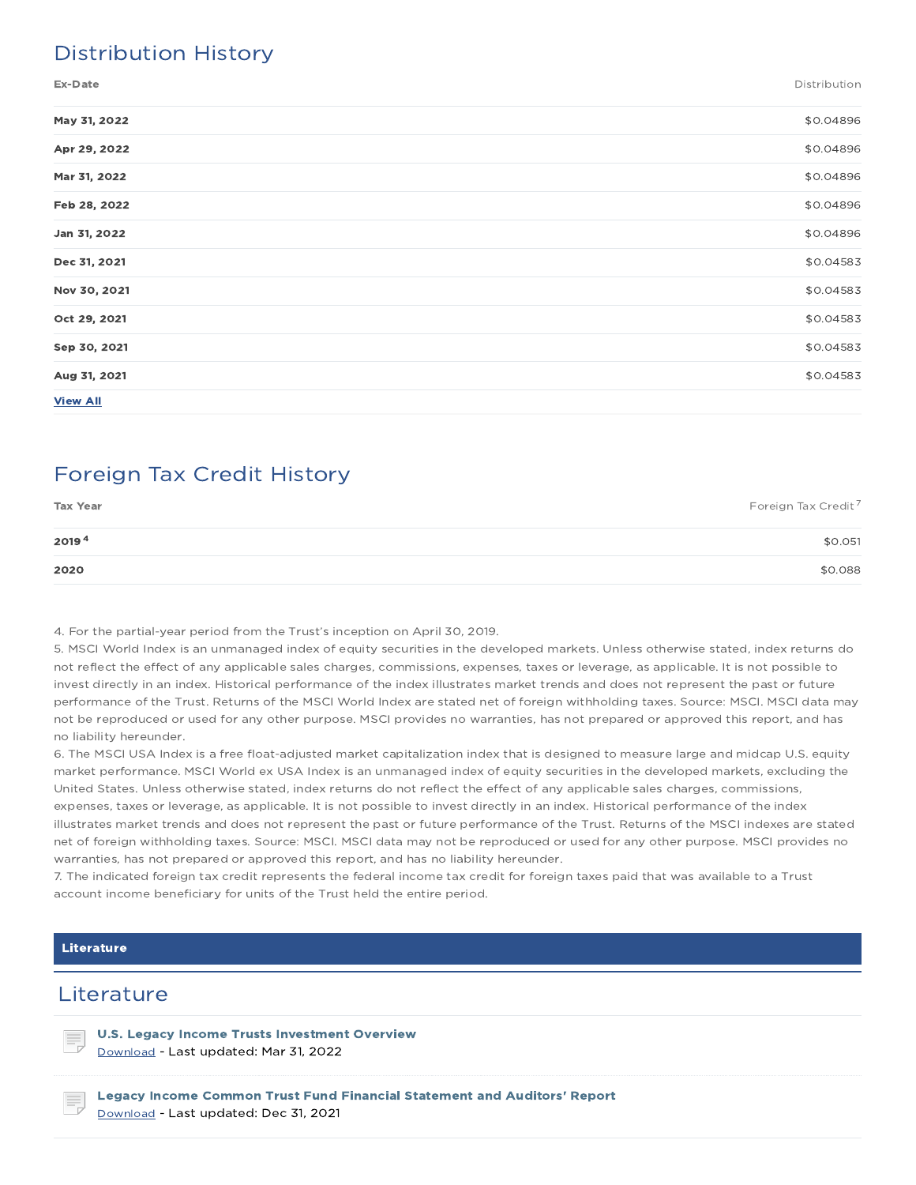## Distribution History

| Ex-Date | Distribution |
|---|---|
| **May 31, 2022** | $0.04896 |
| **Apr 29, 2022** | $0.04896 |
| **Mar 31, 2022** | $0.04896 |
| **Feb 28, 2022** | $0.04896 |
| **Jan 31, 2022** | $0.04896 |
| **Dec 31, 2021** | $0.04583 |
| **Nov 30, 2021** | $0.04583 |
| **Oct 29, 2021** | $0.04583 |
| **Sep 30, 2021** | $0.04583 |
| **Aug 31, 2021** | $0.04583 |

**View All**

## Foreign Tax Credit History

| Tax Year | Foreign Tax Credit[7] |
|---|---|
| **2019**[4] | $0.051 |
| **2020** | $0.088 |

4. For the partial-year period from the Trust's inception on April 30, 2019.
5. MSCI World Index is an unmanaged index of equity securities in the developed markets. Unless otherwise stated, index returns do not reflect the effect of any applicable sales charges, commissions, expenses, taxes or leverage, as applicable. It is not possible to invest directly in an index. Historical performance of the index illustrates market trends and does not represent the past or future performance of the Trust. Returns of the MSCI World Index are stated net of foreign withholding taxes. Source: MSCI. MSCI data may not be reproduced or used for any other purpose. MSCI provides no warranties, has not prepared or approved this report, and has no liability hereunder.
6. The MSCI USA Index is a free float-adjusted market capitalization index that is designed to measure large and midcap U.S. equity market performance. MSCI World ex USA Index is an unmanaged index of equity securities in the developed markets, excluding the United States. Unless otherwise stated, index returns do not reflect the effect of any applicable sales charges, commissions, expenses, taxes or leverage, as applicable. It is not possible to invest directly in an index. Historical performance of the index illustrates market trends and does not represent the past or future performance of the Trust. Returns of the MSCI indexes are stated net of foreign withholding taxes. Source: MSCI. MSCI data may not be reproduced or used for any other purpose. MSCI provides no warranties, has not prepared or approved this report, and has no liability hereunder.
7. The indicated foreign tax credit represents the federal income tax credit for foreign taxes paid that was available to a Trust account income beneficiary for units of the Trust held the entire period.

**Literature**

## Literature

**U.S. Legacy Income Trusts Investment Overview**
Download - Last updated: Mar 31, 2022

**Legacy Income Common Trust Fund Financial Statement and Auditors' Report**
Download - Last updated: Dec 31, 2021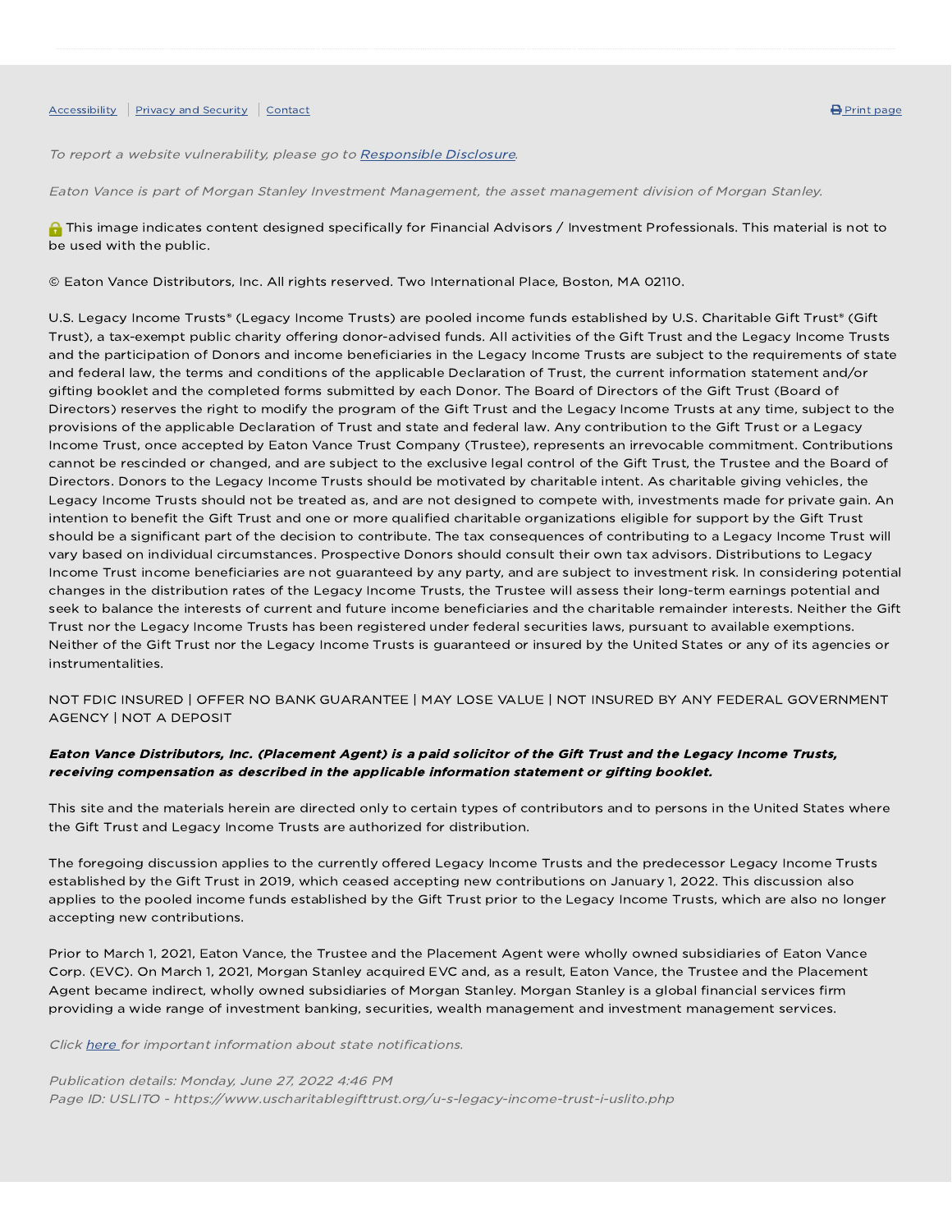Accessibility | Privacy and Security | Contact

Print page

*To report a website vulnerability, please go to Responsible Disclosure.*

*Eaton Vance is part of Morgan Stanley Investment Management, the asset management division of Morgan Stanley.*

This image indicates content designed specifically for Financial Advisors / Investment Professionals. This material is not to be used with the public.

© Eaton Vance Distributors, Inc. All rights reserved. Two International Place, Boston, MA 02110.

U.S. Legacy Income Trusts® (Legacy Income Trusts) are pooled income funds established by U.S. Charitable Gift Trust® (Gift Trust), a tax-exempt public charity offering donor-advised funds. All activities of the Gift Trust and the Legacy Income Trusts and the participation of Donors and income beneficiaries in the Legacy Income Trusts are subject to the requirements of state and federal law, the terms and conditions of the applicable Declaration of Trust, the current information statement and/or gifting booklet and the completed forms submitted by each Donor. The Board of Directors of the Gift Trust (Board of Directors) reserves the right to modify the program of the Gift Trust and the Legacy Income Trusts at any time, subject to the provisions of the applicable Declaration of Trust and state and federal law. Any contribution to the Gift Trust or a Legacy Income Trust, once accepted by Eaton Vance Trust Company (Trustee), represents an irrevocable commitment. Contributions cannot be rescinded or changed, and are subject to the exclusive legal control of the Gift Trust, the Trustee and the Board of Directors. Donors to the Legacy Income Trusts should be motivated by charitable intent. As charitable giving vehicles, the Legacy Income Trusts should not be treated as, and are not designed to compete with, investments made for private gain. An intention to benefit the Gift Trust and one or more qualified charitable organizations eligible for support by the Gift Trust should be a significant part of the decision to contribute. The tax consequences of contributing to a Legacy Income Trust will vary based on individual circumstances. Prospective Donors should consult their own tax advisors. Distributions to Legacy Income Trust income beneficiaries are not guaranteed by any party, and are subject to investment risk. In considering potential changes in the distribution rates of the Legacy Income Trusts, the Trustee will assess their long-term earnings potential and seek to balance the interests of current and future income beneficiaries and the charitable remainder interests. Neither the Gift Trust nor the Legacy Income Trusts has been registered under federal securities laws, pursuant to available exemptions. Neither of the Gift Trust nor the Legacy Income Trusts is guaranteed or insured by the United States or any of its agencies or instrumentalities.

NOT FDIC INSURED | OFFER NO BANK GUARANTEE | MAY LOSE VALUE | NOT INSURED BY ANY FEDERAL GOVERNMENT AGENCY | NOT A DEPOSIT

***Eaton Vance Distributors, Inc. (Placement Agent) is a paid solicitor of the Gift Trust and the Legacy Income Trusts, receiving compensation as described in the applicable information statement or gifting booklet.***

This site and the materials herein are directed only to certain types of contributors and to persons in the United States where the Gift Trust and Legacy Income Trusts are authorized for distribution.

The foregoing discussion applies to the currently offered Legacy Income Trusts and the predecessor Legacy Income Trusts established by the Gift Trust in 2019, which ceased accepting new contributions on January 1, 2022. This discussion also applies to the pooled income funds established by the Gift Trust prior to the Legacy Income Trusts, which are also no longer accepting new contributions.

Prior to March 1, 2021, Eaton Vance, the Trustee and the Placement Agent were wholly owned subsidiaries of Eaton Vance Corp. (EVC). On March 1, 2021, Morgan Stanley acquired EVC and, as a result, Eaton Vance, the Trustee and the Placement Agent became indirect, wholly owned subsidiaries of Morgan Stanley. Morgan Stanley is a global financial services firm providing a wide range of investment banking, securities, wealth management and investment management services.

*Click here for important information about state notifications.*

*Publication details: Monday, June 27, 2022 4:46 PM*
*Page ID: USLITO - https://www.uscharitablegifttrust.org/u-s-legacy-income-trust-i-uslito.php*